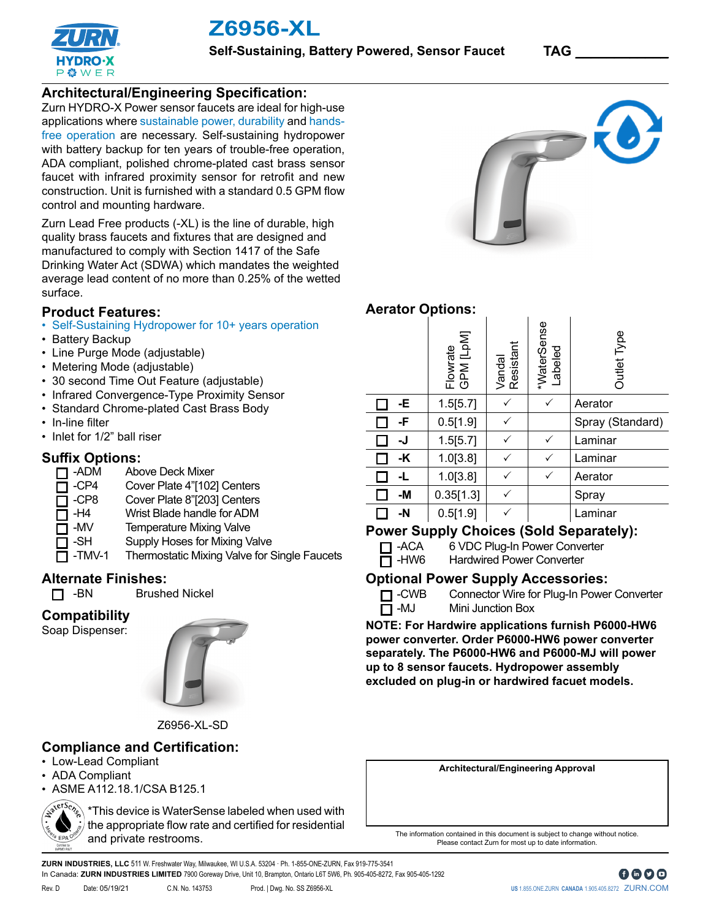# Z6956-XL

**Self-Sustaining, Battery Powered, Sensor Faucet** TAG ___________

## Architectural/Engineering Specification:

Zurn HYDRO-X Power sensor faucets are ideal for high-use applications where sustainable power, durability and hands-free operation are necessary. Self-sustaining hydropower with battery backup for ten years of trouble-free operation, ADA compliant, polished chrome-plated cast brass sensor faucet with infrared proximity sensor for retrofit and new construction. Unit is furnished with a standard 0.5 GPM flow control and mounting hardware.

Zurn Lead Free products (-XL) is the line of durable, high quality brass faucets and fixtures that are designed and manufactured to comply with Section 1417 of the Safe Drinking Water Act (SDWA) which mandates the weighted average lead content of no more than 0.25% of the wetted surface.

## Product Features:

- Self-Sustaining Hydropower for 10+ years operation
- Battery Backup
- Line Purge Mode (adjustable)
- Metering Mode (adjustable)
- 30 second Time Out Feature (adjustable)
- Infrared Convergence-Type Proximity Sensor
- Standard Chrome-plated Cast Brass Body
- In-line filter
- Inlet for 1/2" ball riser

## Suffix Options:

- ☐ -ADM Above Deck Mixer
- ☐ -CP4 Cover Plate 4"[102] Centers
- ☐ -CP8 Cover Plate 8"[203] Centers
- ☐ -H4 Wrist Blade handle for ADM
- ☐ -MV Temperature Mixing Valve
- ☐ -SH Supply Hoses for Mixing Valve
- ☐ -TMV-1 Thermostatic Mixing Valve for Single Faucets

## Alternate Finishes:

- ☐ -BN Brushed Nickel

## Compatibility

Soap Dispenser:

Z6956-XL-SD

## Compliance and Certification:

- Low-Lead Compliant
- ADA Compliant
- ASME A112.18.1/CSA B125.1

*This device is WaterSense labeled when used with the appropriate flow rate and certified for residential and private restrooms.

## Aerator Options:

| | | Flowrate GPM [LpM] | Vandal Resistant | *WaterSense Labeled | Outlet Type |
|---|---|---|---|---|---|
| ☐ | -E | 1.5[5.7] | ✓ | ✓ | Aerator |
| ☐ | -F | 0.5[1.9] | ✓ | | Spray (Standard) |
| ☐ | -J | 1.5[5.7] | ✓ | ✓ | Laminar |
| ☐ | -K | 1.0[3.8] | ✓ | ✓ | Laminar |
| ☐ | -L | 1.0[3.8] | ✓ | ✓ | Aerator |
| ☐ | -M | 0.35[1.3] | ✓ | | Spray |
| ☐ | -N | 0.5[1.9] | ✓ | | Laminar |

## Power Supply Choices (Sold Separately):

- ☐ -ACA 6 VDC Plug-In Power Converter
- ☐ -HW6 Hardwired Power Converter

## Optional Power Supply Accessories:

- ☐ -CWB Connector Wire for Plug-In Power Converter
- ☐ -MJ Mini Junction Box

**NOTE: For Hardwire applications furnish P6000-HW6 power converter. Order P6000-HW6 power converter separately. The P6000-HW6 and P6000-MJ will power up to 8 sensor faucets. Hydropower assembly excluded on plug-in or hardwired facuet models.**

**Architectural/Engineering Approval**

The information contained in this document is subject to change without notice. Please contact Zurn for most up to date information.

**ZURN INDUSTRIES, LLC** 511 W. Freshwater Way, Milwaukee, WI U.S.A. 53204 · Ph. 1-855-ONE-ZURN, Fax 919-775-3541
In Canada: **ZURN INDUSTRIES LIMITED** 7900 Goreway Drive, Unit 10, Brampton, Ontario L6T 5W6, Ph. 905-405-8272, Fax 905-405-1292

Rev. D Date: 05/19/21 C.N. No. 143753 Prod. | Dwg. No. SS Z6956-XL

US 1.855.ONE.ZURN CANADA 1.905.405.8272 ZURN.COM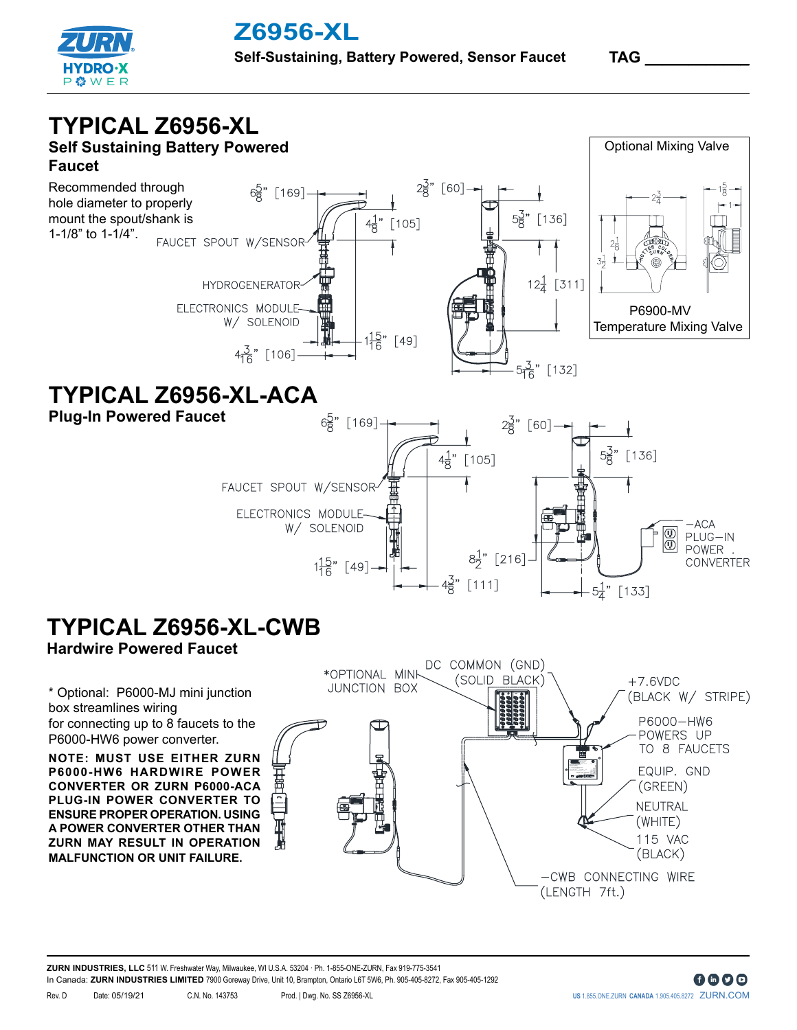# Z6956-XL

**Self-Sustaining, Battery Powered, Sensor Faucet** **TAG \_\_\_\_\_\_\_\_\_\_\_\_**

## TYPICAL Z6956-XL

### Self Sustaining Battery Powered Faucet

Recommended through hole diameter to properly mount the spout/shank is 1-1/8" to 1-1/4".

FAUCET SPOUT W/SENSOR

HYDROGENERATOR

ELECTRONICS MODULE W/ SOLENOID

6 5/8" [169]

4 1/8" [105]

1 15/16" [49]

4 3/16" [106]

2 3/8" [60]

5 3/8" [136]

12 1/4" [311]

5 3/16" [132]

Optional Mixing Valve

2 3/4

1 5/8

1

2 1/8

3 1/2

P6900-MV
Temperature Mixing Valve

## TYPICAL Z6956-XL-ACA

### Plug-In Powered Faucet

FAUCET SPOUT W/SENSOR

ELECTRONICS MODULE W/ SOLENOID

6 5/8" [169]

4 1/8" [105]

1 15/16" [49]

4 3/8" [111]

2 3/8" [60]

5 3/8" [136]

8 1/2" [216]

5 1/4" [133]

–ACA PLUG–IN POWER CONVERTER

## TYPICAL Z6956-XL-CWB

### Hardwire Powered Faucet

\* Optional: P6000-MJ mini junction box streamlines wiring for connecting up to 8 faucets to the P6000-HW6 power converter.

**NOTE: MUST USE EITHER ZURN P6000-HW6 HARDWIRE POWER CONVERTER OR ZURN P6000-ACA PLUG-IN POWER CONVERTER TO ENSURE PROPER OPERATION. USING A POWER CONVERTER OTHER THAN ZURN MAY RESULT IN OPERATION MALFUNCTION OR UNIT FAILURE.**

*OPTIONAL MINI JUNCTION BOX

DC COMMON (GND) (SOLID BLACK)

+7.6VDC (BLACK W/ STRIPE)

P6000–HW6 POWERS UP TO 8 FAUCETS

EQUIP. GND (GREEN)

NEUTRAL (WHITE)

115 VAC (BLACK)

–CWB CONNECTING WIRE (LENGTH 7ft.)

**ZURN INDUSTRIES, LLC** 511 W. Freshwater Way, Milwaukee, WI U.S.A. 53204 · Ph. 1-855-ONE-ZURN, Fax 919-775-3541
In Canada: **ZURN INDUSTRIES LIMITED** 7900 Goreway Drive, Unit 10, Brampton, Ontario L6T 5W6, Ph. 905-405-8272, Fax 905-405-1292

Rev. D Date: 05/19/21 C.N. No. 143753 Prod. | Dwg. No. SS Z6956-XL

US 1.855.ONE.ZURN CANADA 1.905.405.8272 ZURN.COM